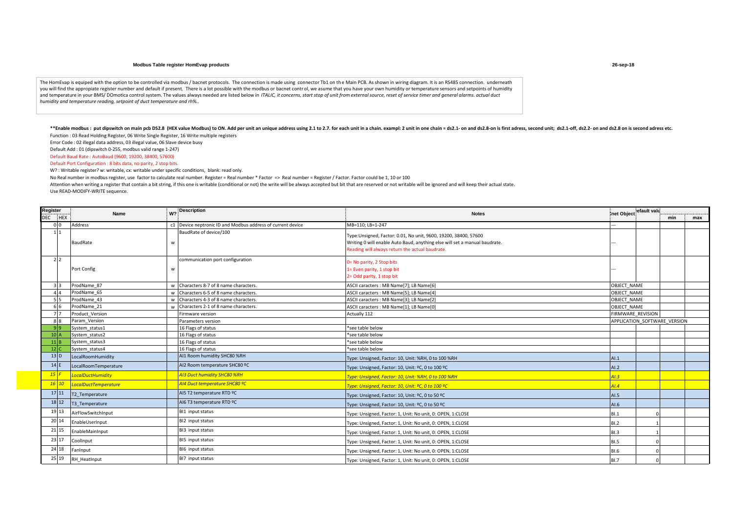**Modbus Table register HomEvap products**

26-sep-18

The HomEvap is equiped with the option to be controlled via modbus / bacnet protocols. The connection is made using connector Tb1 on th e Main PCB. As shown in wiring diagram. It is an RS485 connection. underneath you will find the appropiate register number and default if present. There is a lot possible with the modbus or bacnet contr ol, we asume that you have your own humidity or temperature sensors and setpoints of humidity and temperature in your BMS/ DOmotica control system. The values always needed are listed below in *ITALIC, it concerns, start stop of unit from external source, reset of service timer and general alarms. actual duct humidity and temperature reading, setpoint of duct temperature and rh%..*

**\*\*Enable modbus : put dipswitch on main pcb DS2.8 (HEX value Modbus) to ON. Add per unit an unique address using 2.1 to 2.7. for each unit in a chain. exampl: 2 unit in one chain = ds2.1- on and ds2.8-on is first adress, second unit; ds2.1-off, ds2.2- on and ds2.8 on is second adress etc.**

Function : 03 Read Holding Register, 06 Write Single Register, 16 Write multiple registers

Error Code : 02 illegal data address, 03 illegal value, 06 Slave device busy

Default Add : 01 (dipswitch 0-255, modbus valid range 1-247)

Default Baud Rate : AutoBaud (9600, 19200, 38400, 57600)

Default Port Configuration : 8 bits data, no parity, 2 stop bits.

W? : Writable register? w: writable, cx: writable under specific conditions, blank: read only.

No Real number in modbus register, use factor to calculate real number. Register = Real number \* Factor => Real number = Register / Factor. Factor could be 1, 10 or 100

Attention when writing a register that contain a bit string, if this one is writable (conditional or not) the write will be always accepted but bit that are reserved or not writable will be ignored and will keep their actual state.

Use READ-MODIFY-WRITE sequence.

| Register DEC | HEX | Name | W? | Description | Notes | net Object | efault valu | min | max |
|---|---|---|---|---|---|---|---|---|---|
| 0 | 0 | Address | c1 | Device neptronic ID and Modbus address of current device | MB=110; LB=1-247 | --- | | | |
| 1 | 1 | BaudRate | w | BaudRate of device/100 | Type:Unsigned, Factor: 0.01, No unit, 9600, 19200, 38400, 57600<br>Writing 0 will enable Auto Baud, anything else will set a manual baudrate.<br>Reading will always return the actual baudrate. | --- | | | |
| 2 | 2 | Port Config | w | communication port configuration | 0= No parity, 2 Stop bits<br>1= Even parity, 1 stop bit<br>2= Odd parity, 1 stop bit | --- | | | |
| 3 | 3 | ProdName_87 | w | Characters 8-7 of 8 name characters. | ASCII caracters : MB Name[7]; LB Name[6] | OBJECT_NAME | | | |
| 4 | 4 | ProdName_65 | w | Characters 6-5 of 8 name characters. | ASCII caracters : MB Name[5]; LB Name[4] | OBJECT_NAME | | | |
| 5 | 5 | ProdName_43 | w | Characters 4-3 of 8 name characters. | ASCII caracters : MB Name[3]; LB Name[2] | OBJECT_NAME | | | |
| 6 | 6 | ProdName_21 | w | Characters 2-1 of 8 name characters. | ASCII caracters : MB Name[1]; LB Name[0] | OBJECT_NAME | | | |
| 7 | 7 | Product_Version | | Firmware version | Actually 112 | FIRMWARE_REVISION | | | |
| 8 | 8 | Param_Version | | Parameters version | | APPLICATION_SOFTWARE_VERSION | | | |
| 9 | 9 | System_status1 | | 16 Flags of status | \*see table below | | | | |
| 10 | A | System_status2 | | 16 Flags of status | \*see table below | | | | |
| 11 | B | System_status3 | | 16 Flags of status | \*see table below | | | | |
| 12 | C | System_status4 | | 16 Flags of status | \*see table below | | | | |
| 13 | D | LocalRoomHumidity | | AI1 Room humidity SHC80 %RH | Type: Unsigned, Factor: 10, Unit: %RH, 0 to 100 %RH | AI.1 | | | |
| 14 | E | LocalRoomTemperature | | AI2 Room temperature SHC80 ºC | Type: Unsigned, Factor: 10, Unit: ºC, 0 to 100 ºC | AI.2 | | | |
| *15* | *F* | *LocalDuctHumidity* | | *AI3 Duct humidity SHC80 %RH* | *Type: Unsigned, Factor: 10, Unit: %RH, 0 to 100 %RH* | *AI.3* | | | |
| *16* | *10* | *LocalDuctTemperature* | | *AI4 Duct temperature SHC80 ºC* | *Type: Unsigned, Factor: 10, Unit: ºC, 0 to 100 ºC* | *AI.4* | | | |
| 17 | 11 | T2_Temperature | | AI5 T2 temperature RTD ºC | Type: Unsigned, Factor: 10, Unit: ºC, 0 to 50 ºC | AI.5 | | | |
| 18 | 12 | T3_Temperature | | AI6 T3 temperature RTD ºC | Type: Unsigned, Factor: 10, Unit: ºC, 0 to 50 ºC | AI.6 | | | |
| 19 | 13 | AirFlowSwitchInput | | BI1 input status | Type: Unsigned, Factor: 1, Unit: No unit, 0: OPEN, 1:CLOSE | BI.1 | 0 | | |
| 20 | 14 | EnableUserInput | | BI2 input status | Type: Unsigned, Factor: 1, Unit: No unit, 0: OPEN, 1:CLOSE | BI.2 | 1 | | |
| 21 | 15 | EnableMainInput | | BI3 input status | Type: Unsigned, Factor: 1, Unit: No unit, 0: OPEN, 1:CLOSE | BI.3 | 1 | | |
| 23 | 17 | CoolInput | | BI5 input status | Type: Unsigned, Factor: 1, Unit: No unit, 0: OPEN, 1:CLOSE | BI.5 | 0 | | |
| 24 | 18 | FanInput | | BI6 input status | Type: Unsigned, Factor: 1, Unit: No unit, 0: OPEN, 1:CLOSE | BI.6 | 0 | | |
| 25 | 19 | RH_HeatInput | | BI7 input status | Type: Unsigned, Factor: 1, Unit: No unit, 0: OPEN, 1:CLOSE | BI.7 | 0 | | |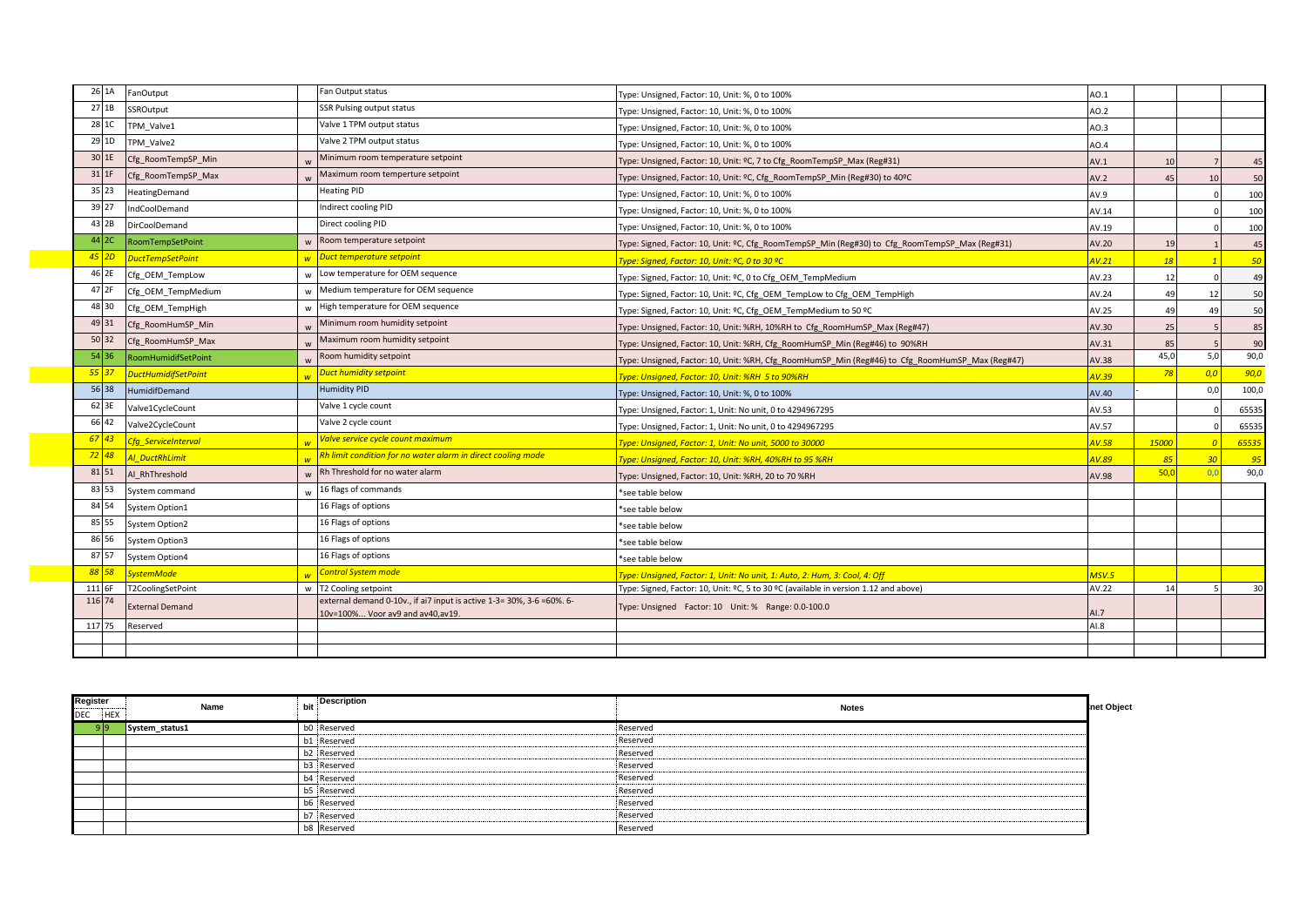| | | | | | | | | | |
|---|---|---|---|---|---|---|---|---|---|
| 26 | 1A | FanOutput | | Fan Output status | Type: Unsigned, Factor: 10, Unit: %, 0 to 100% | AO.1 | | | |
| 27 | 1B | SSROutput | | SSR Pulsing output status | Type: Unsigned, Factor: 10, Unit: %, 0 to 100% | AO.2 | | | |
| 28 | 1C | TPM_Valve1 | | Valve 1 TPM output status | Type: Unsigned, Factor: 10, Unit: %, 0 to 100% | AO.3 | | | |
| 29 | 1D | TPM_Valve2 | | Valve 2 TPM output status | Type: Unsigned, Factor: 10, Unit: %, 0 to 100% | AO.4 | | | |
| 30 | 1E | Cfg_RoomTempSP_Min | w | Minimum room temperature setpoint | Type: Unsigned, Factor: 10, Unit: ºC, 7 to Cfg_RoomTempSP_Max (Reg#31) | AV.1 | 10 | 7 | 45 |
| 31 | 1F | Cfg_RoomTempSP_Max | w | Maximum room temperture setpoint | Type: Unsigned, Factor: 10, Unit: ºC, Cfg_RoomTempSP_Min (Reg#30) to 40ºC | AV.2 | 45 | 10 | 50 |
| 35 | 23 | HeatingDemand | | Heating PID | Type: Unsigned, Factor: 10, Unit: %, 0 to 100% | AV.9 | | 0 | 100 |
| 39 | 27 | IndCoolDemand | | Indirect cooling PID | Type: Unsigned, Factor: 10, Unit: %, 0 to 100% | AV.14 | | 0 | 100 |
| 43 | 2B | DirCoolDemand | | Direct cooling PID | Type: Unsigned, Factor: 10, Unit: %, 0 to 100% | AV.19 | | 0 | 100 |
| 44 | 2C | RoomTempSetPoint | w | Room temperature setpoint | Type: Signed, Factor: 10, Unit: ºC, Cfg_RoomTempSP_Min (Reg#30) to Cfg_RoomTempSP_Max (Reg#31) | AV.20 | 19 | 1 | 45 |
| *45* | *2D* | *DuctTempSetPoint* | *w* | *Duct temperature setpoint* | *Type: Signed, Factor: 10, Unit: ºC, 0 to 30 ºC* | *AV.21* | *18* | *1* | *50* |
| 46 | 2E | Cfg_OEM_TempLow | w | Low temperature for OEM sequence | Type: Signed, Factor: 10, Unit: ºC, 0 to Cfg_OEM_TempMedium | AV.23 | 12 | 0 | 49 |
| 47 | 2F | Cfg_OEM_TempMedium | w | Medium temperature for OEM sequence | Type: Signed, Factor: 10, Unit: ºC, Cfg_OEM_TempLow to Cfg_OEM_TempHigh | AV.24 | 49 | 12 | 50 |
| 48 | 30 | Cfg_OEM_TempHigh | w | High temperature for OEM sequence | Type: Signed, Factor: 10, Unit: ºC, Cfg_OEM_TempMedium to 50 ºC | AV.25 | 49 | 49 | 50 |
| 49 | 31 | Cfg_RoomHumSP_Min | w | Minimum room humidity setpoint | Type: Unsigned, Factor: 10, Unit: %RH, 10%RH to Cfg_RoomHumSP_Max (Reg#47) | AV.30 | 25 | 5 | 85 |
| 50 | 32 | Cfg_RoomHumSP_Max | w | Maximum room humidity setpoint | Type: Unsigned, Factor: 10, Unit: %RH, Cfg_RoomHumSP_Min (Reg#46) to 90%RH | AV.31 | 85 | 5 | 90 |
| 54 | 36 | RoomHumidifSetPoint | w | Room humidity setpoint | Type: Unsigned, Factor: 10, Unit: %RH, Cfg_RoomHumSP_Min (Reg#46) to Cfg_RoomHumSP_Max (Reg#47) | AV.38 | 45,0 | 5,0 | 90,0 |
| *55* | *37* | *DuctHumidifSetPoint* | *w* | *Duct humidity setpoint* | *Type: Unsigned, Factor: 10, Unit: %RH 5 to 90%RH* | *AV.39* | *78* | *0,0* | *90,0* |
| 56 | 38 | HumidifDemand | | Humidity PID | Type: Unsigned, Factor: 10, Unit: %, 0 to 100% | AV.40 | - | 0,0 | 100,0 |
| 62 | 3E | Valve1CycleCount | | Valve 1 cycle count | Type: Unsigned, Factor: 1, Unit: No unit, 0 to 4294967295 | AV.53 | | 0 | 65535 |
| 66 | 42 | Valve2CycleCount | | Valve 2 cycle count | Type: Unsigned, Factor: 1, Unit: No unit, 0 to 4294967295 | AV.57 | | 0 | 65535 |
| *67* | *43* | *Cfg_ServiceInterval* | *w* | *Valve service cycle count maximum* | *Type: Unsigned, Factor: 1, Unit: No unit, 5000 to 30000* | *AV.58* | *15000* | *0* | *65535* |
| *72* | *48* | *AI_DuctRhLimit* | *w* | *Rh limit condition for no water alarm in direct cooling mode* | *Type: Unsigned, Factor: 10, Unit: %RH, 40%RH to 95 %RH* | *AV.89* | *85* | *30* | *95* |
| 81 | 51 | AI_RhThreshold | w | Rh Threshold for no water alarm | Type: Unsigned, Factor: 10, Unit: %RH, 20 to 70 %RH | AV.98 | 50,0 | 0,0 | 90,0 |
| 83 | 53 | System command | w | 16 flags of commands | *see table below | | | | |
| 84 | 54 | System Option1 | | 16 Flags of options | *see table below | | | | |
| 85 | 55 | System Option2 | | 16 Flags of options | *see table below | | | | |
| 86 | 56 | System Option3 | | 16 Flags of options | *see table below | | | | |
| 87 | 57 | System Option4 | | 16 Flags of options | *see table below | | | | |
| *88* | *58* | *SystemMode* | *w* | *Control System mode* | *Type: Unsigned, Factor: 1, Unit: No unit, 1: Auto, 2: Hum, 3: Cool, 4: Off* | *MSV.5* | | | |
| 111 | 6F | T2CoolingSetPoint | w | T2 Cooling setpoint | Type: Signed, Factor: 10, Unit: ºC, 5 to 30 ºC (available in version 1.12 and above) | AV.22 | 14 | 5 | 30 |
| 116 | 74 | External Demand | | external demand 0-10v., if ai7 input is active 1-3= 30%, 3-6 =60%. 6-10v=100%... Voor av9 and av40,av19. | Type: Unsigned Factor: 10 Unit: % Range: 0.0-100.0 | AI.7 | | | |
| 117 | 75 | Reserved | | | | AI.8 | | | |

| Register DEC | HEX | Name | bit | Description | Notes | net Object |
|---|---|---|---|---|---|---|
| 9 | 9 | **System_status1** | b0 | Reserved | Reserved | |
| | | | b1 | Reserved | Reserved | |
| | | | b2 | Reserved | Reserved | |
| | | | b3 | Reserved | Reserved | |
| | | | b4 | Reserved | Reserved | |
| | | | b5 | Reserved | Reserved | |
| | | | b6 | Reserved | Reserved | |
| | | | b7 | Reserved | Reserved | |
| | | | b8 | Reserved | Reserved | |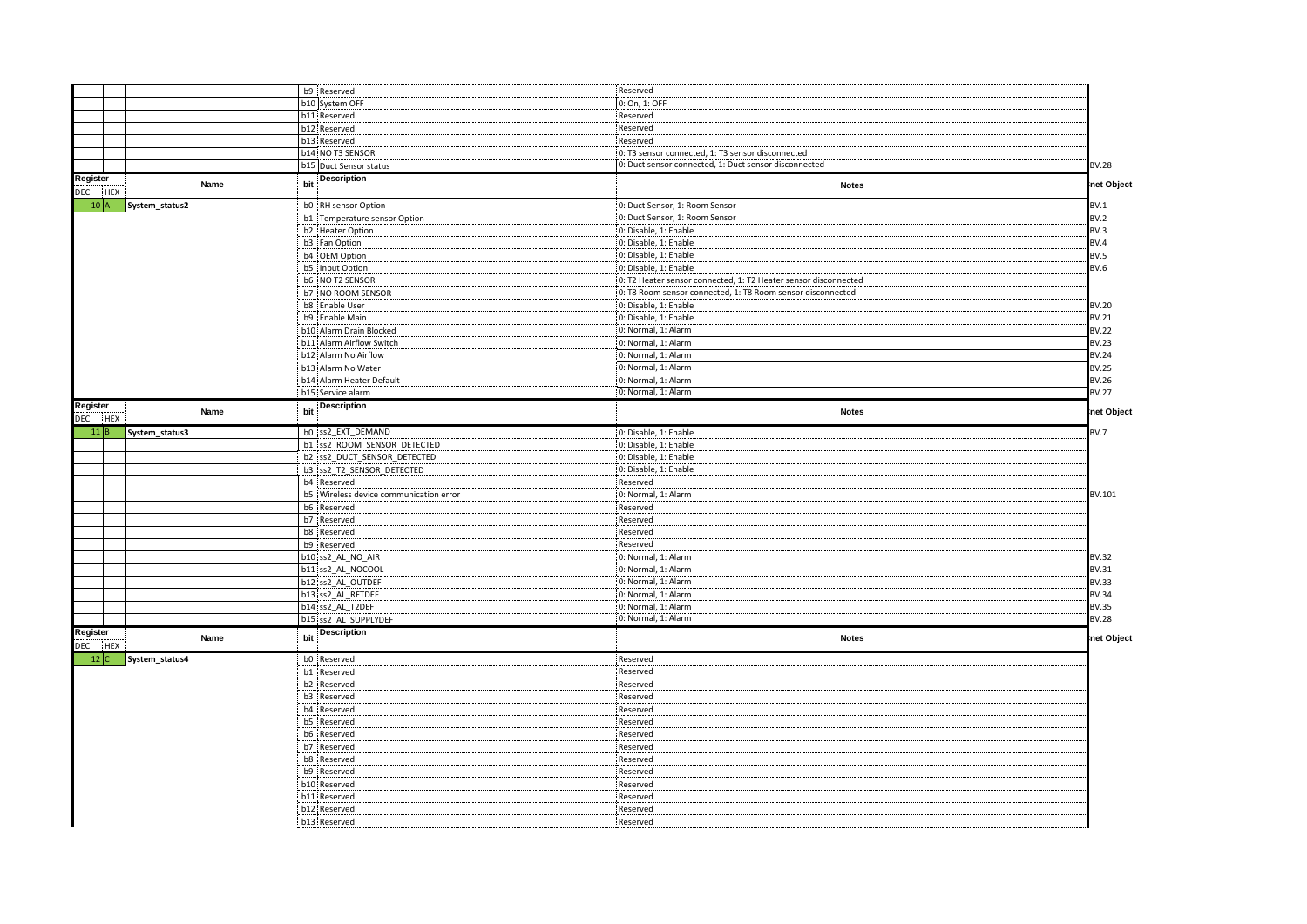| Register DEC | Register HEX | Name | bit | Description | Notes | net Object |
|---|---|---|---|---|---|---|
| | | | b9 | Reserved | Reserved | |
| | | | b10 | System OFF | 0: On, 1: OFF | |
| | | | b11 | Reserved | Reserved | |
| | | | b12 | Reserved | Reserved | |
| | | | b13 | Reserved | Reserved | |
| | | | b14 | NO T3 SENSOR | 0: T3 sensor connected, 1: T3 sensor disconnected | |
| | | | b15 | Duct Sensor status | 0: Duct sensor connected, 1: Duct sensor disconnected | BV.28 |

| Register DEC | Register HEX | Name | bit | Description | Notes | net Object |
|---|---|---|---|---|---|---|
| 10 | A | System_status2 | b0 | RH sensor Option | 0: Duct Sensor, 1: Room Sensor | BV.1 |
| | | | b1 | Temperature sensor Option | 0: Duct Sensor, 1: Room Sensor | BV.2 |
| | | | b2 | Heater Option | 0: Disable, 1: Enable | BV.3 |
| | | | b3 | Fan Option | 0: Disable, 1: Enable | BV.4 |
| | | | b4 | OEM Option | 0: Disable, 1: Enable | BV.5 |
| | | | b5 | Input Option | 0: Disable, 1: Enable | BV.6 |
| | | | b6 | NO T2 SENSOR | 0: T2 Heater sensor connected, 1: T2 Heater sensor disconnected | |
| | | | b7 | NO ROOM SENSOR | 0: T8 Room sensor connected, 1: T8 Room sensor disconnected | |
| | | | b8 | Enable User | 0: Disable, 1: Enable | BV.20 |
| | | | b9 | Enable Main | 0: Disable, 1: Enable | BV.21 |
| | | | b10 | Alarm Drain Blocked | 0: Normal, 1: Alarm | BV.22 |
| | | | b11 | Alarm Airflow Switch | 0: Normal, 1: Alarm | BV.23 |
| | | | b12 | Alarm No Airflow | 0: Normal, 1: Alarm | BV.24 |
| | | | b13 | Alarm No Water | 0: Normal, 1: Alarm | BV.25 |
| | | | b14 | Alarm Heater Default | 0: Normal, 1: Alarm | BV.26 |
| | | | b15 | Service alarm | 0: Normal, 1: Alarm | BV.27 |

| Register DEC | Register HEX | Name | bit | Description | Notes | net Object |
|---|---|---|---|---|---|---|
| 11 | B | System_status3 | b0 | ss2_EXT_DEMAND | 0: Disable, 1: Enable | BV.7 |
| | | | b1 | ss2_ROOM_SENSOR_DETECTED | 0: Disable, 1: Enable | |
| | | | b2 | ss2_DUCT_SENSOR_DETECTED | 0: Disable, 1: Enable | |
| | | | b3 | ss2_T2_SENSOR_DETECTED | 0: Disable, 1: Enable | |
| | | | b4 | Reserved | Reserved | |
| | | | b5 | Wireless device communication error | 0: Normal, 1: Alarm | BV.101 |
| | | | b6 | Reserved | Reserved | |
| | | | b7 | Reserved | Reserved | |
| | | | b8 | Reserved | Reserved | |
| | | | b9 | Reserved | Reserved | |
| | | | b10 | ss2_AL_NO_AIR | 0: Normal, 1: Alarm | BV.32 |
| | | | b11 | ss2_AL_NOCOOL | 0: Normal, 1: Alarm | BV.31 |
| | | | b12 | ss2_AL_OUTDEF | 0: Normal, 1: Alarm | BV.33 |
| | | | b13 | ss2_AL_RETDEF | 0: Normal, 1: Alarm | BV.34 |
| | | | b14 | ss2_AL_T2DEF | 0: Normal, 1: Alarm | BV.35 |
| | | | b15 | ss2_AL_SUPPLYDEF | 0: Normal, 1: Alarm | BV.28 |

| Register DEC | Register HEX | Name | bit | Description | Notes | net Object |
|---|---|---|---|---|---|---|
| 12 | C | System_status4 | b0 | Reserved | Reserved | |
| | | | b1 | Reserved | Reserved | |
| | | | b2 | Reserved | Reserved | |
| | | | b3 | Reserved | Reserved | |
| | | | b4 | Reserved | Reserved | |
| | | | b5 | Reserved | Reserved | |
| | | | b6 | Reserved | Reserved | |
| | | | b7 | Reserved | Reserved | |
| | | | b8 | Reserved | Reserved | |
| | | | b9 | Reserved | Reserved | |
| | | | b10 | Reserved | Reserved | |
| | | | b11 | Reserved | Reserved | |
| | | | b12 | Reserved | Reserved | |
| | | | b13 | Reserved | Reserved | |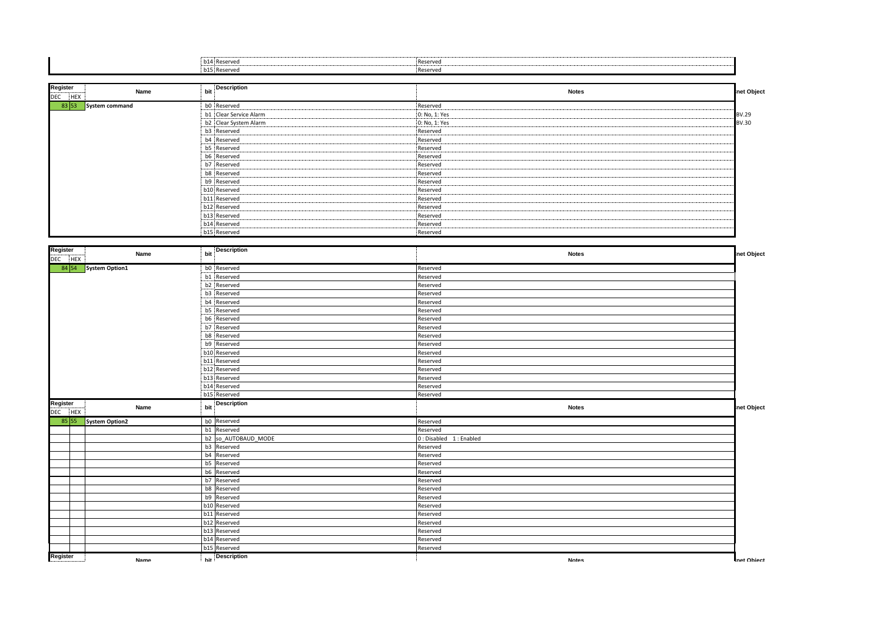| | | bit | Description | Notes |
|---|---|---|---|---|
| | | b14 | Reserved | Reserved |
| | | b15 | Reserved | Reserved |

| Register DEC | Register HEX | Name | bit | Description | Notes | net Object |
|---|---|---|---|---|---|---|
| 83 | 53 | System command | b0 | Reserved | Reserved | |
| | | | b1 | Clear Service Alarm | 0: No, 1: Yes | BV.29 |
| | | | b2 | Clear System Alarm | 0: No, 1: Yes | BV.30 |
| | | | b3 | Reserved | Reserved | |
| | | | b4 | Reserved | Reserved | |
| | | | b5 | Reserved | Reserved | |
| | | | b6 | Reserved | Reserved | |
| | | | b7 | Reserved | Reserved | |
| | | | b8 | Reserved | Reserved | |
| | | | b9 | Reserved | Reserved | |
| | | | b10 | Reserved | Reserved | |
| | | | b11 | Reserved | Reserved | |
| | | | b12 | Reserved | Reserved | |
| | | | b13 | Reserved | Reserved | |
| | | | b14 | Reserved | Reserved | |
| | | | b15 | Reserved | Reserved | |

| Register DEC | Register HEX | Name | bit | Description | Notes | net Object |
|---|---|---|---|---|---|---|
| 84 | 54 | System Option1 | b0 | Reserved | Reserved | |
| | | | b1 | Reserved | Reserved | |
| | | | b2 | Reserved | Reserved | |
| | | | b3 | Reserved | Reserved | |
| | | | b4 | Reserved | Reserved | |
| | | | b5 | Reserved | Reserved | |
| | | | b6 | Reserved | Reserved | |
| | | | b7 | Reserved | Reserved | |
| | | | b8 | Reserved | Reserved | |
| | | | b9 | Reserved | Reserved | |
| | | | b10 | Reserved | Reserved | |
| | | | b11 | Reserved | Reserved | |
| | | | b12 | Reserved | Reserved | |
| | | | b13 | Reserved | Reserved | |
| | | | b14 | Reserved | Reserved | |
| | | | b15 | Reserved | Reserved | |

| Register DEC | Register HEX | Name | bit | Description | Notes | net Object |
|---|---|---|---|---|---|---|
| 85 | 55 | System Option2 | b0 | Reserved | Reserved | |
| | | | b1 | Reserved | Reserved | |
| | | | b2 | so_AUTOBAUD_MODE | 0 : Disabled 1 : Enabled | |
| | | | b3 | Reserved | Reserved | |
| | | | b4 | Reserved | Reserved | |
| | | | b5 | Reserved | Reserved | |
| | | | b6 | Reserved | Reserved | |
| | | | b7 | Reserved | Reserved | |
| | | | b8 | Reserved | Reserved | |
| | | | b9 | Reserved | Reserved | |
| | | | b10 | Reserved | Reserved | |
| | | | b11 | Reserved | Reserved | |
| | | | b12 | Reserved | Reserved | |
| | | | b13 | Reserved | Reserved | |
| | | | b14 | Reserved | Reserved | |
| | | | b15 | Reserved | Reserved | |

| Register | Name | bit | Description | Notes | net Object |
|---|---|---|---|---|---|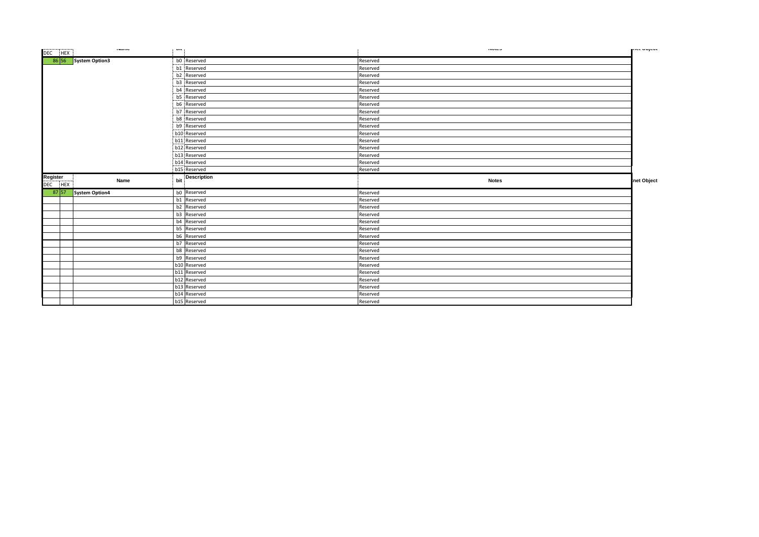| Register DEC | Register HEX | Name | bit | Description | Notes | net Object |
|---|---|---|---|---|---|---|
| 86 | 56 | System Option3 | b0 | Reserved | Reserved | |
| | | | b1 | Reserved | Reserved | |
| | | | b2 | Reserved | Reserved | |
| | | | b3 | Reserved | Reserved | |
| | | | b4 | Reserved | Reserved | |
| | | | b5 | Reserved | Reserved | |
| | | | b6 | Reserved | Reserved | |
| | | | b7 | Reserved | Reserved | |
| | | | b8 | Reserved | Reserved | |
| | | | b9 | Reserved | Reserved | |
| | | | b10 | Reserved | Reserved | |
| | | | b11 | Reserved | Reserved | |
| | | | b12 | Reserved | Reserved | |
| | | | b13 | Reserved | Reserved | |
| | | | b14 | Reserved | Reserved | |
| | | | b15 | Reserved | Reserved | |

| Register DEC | Register HEX | Name | bit | Description | Notes | net Object |
|---|---|---|---|---|---|---|
| 87 | 57 | System Option4 | b0 | Reserved | Reserved | |
| | | | b1 | Reserved | Reserved | |
| | | | b2 | Reserved | Reserved | |
| | | | b3 | Reserved | Reserved | |
| | | | b4 | Reserved | Reserved | |
| | | | b5 | Reserved | Reserved | |
| | | | b6 | Reserved | Reserved | |
| | | | b7 | Reserved | Reserved | |
| | | | b8 | Reserved | Reserved | |
| | | | b9 | Reserved | Reserved | |
| | | | b10 | Reserved | Reserved | |
| | | | b11 | Reserved | Reserved | |
| | | | b12 | Reserved | Reserved | |
| | | | b13 | Reserved | Reserved | |
| | | | b14 | Reserved | Reserved | |
| | | | b15 | Reserved | Reserved | |